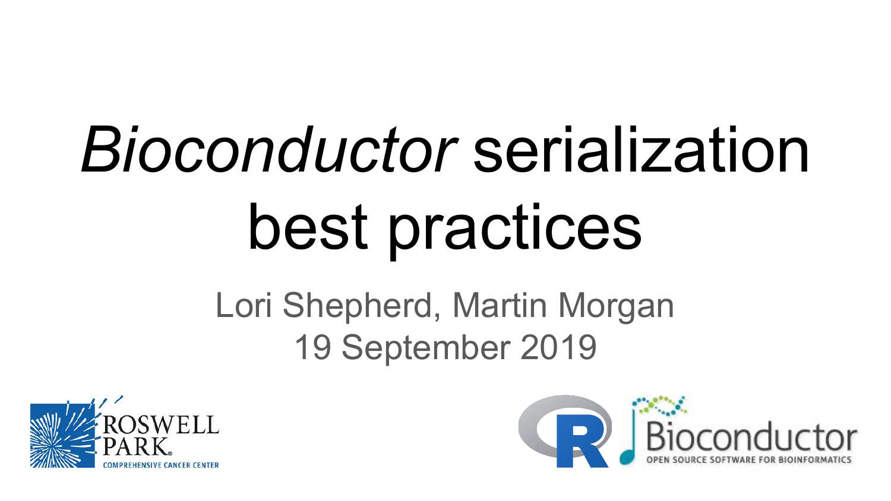# *Bioconductor* serialization best practices

Lori Shepherd, Martin Morgan

19 September 2019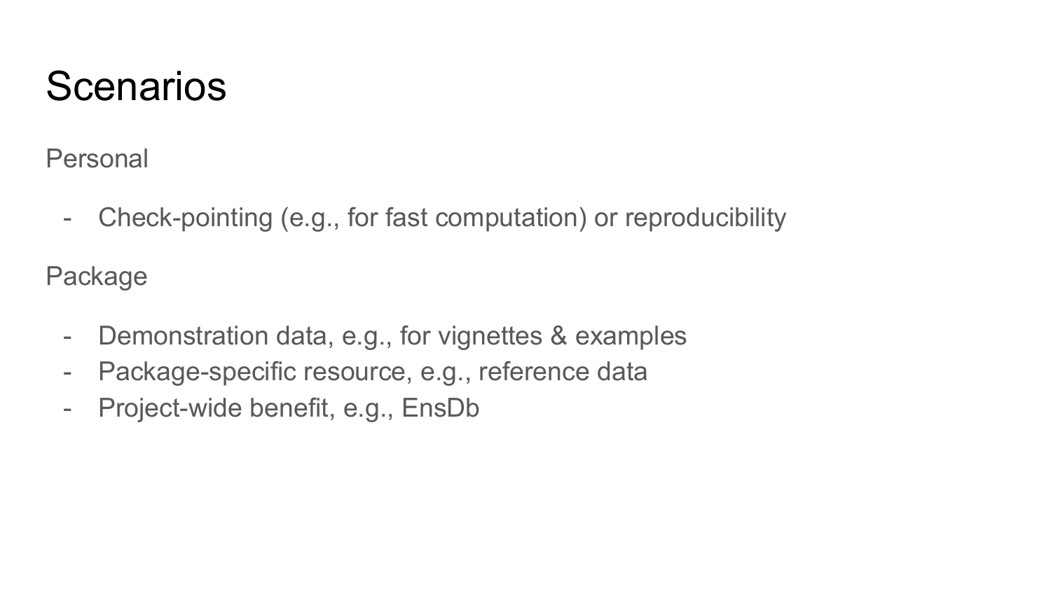# Scenarios

Personal

- Check-pointing (e.g., for fast computation) or reproducibility

Package

- Demonstration data, e.g., for vignettes & examples
- Package-specific resource, e.g., reference data
- Project-wide benefit, e.g., EnsDb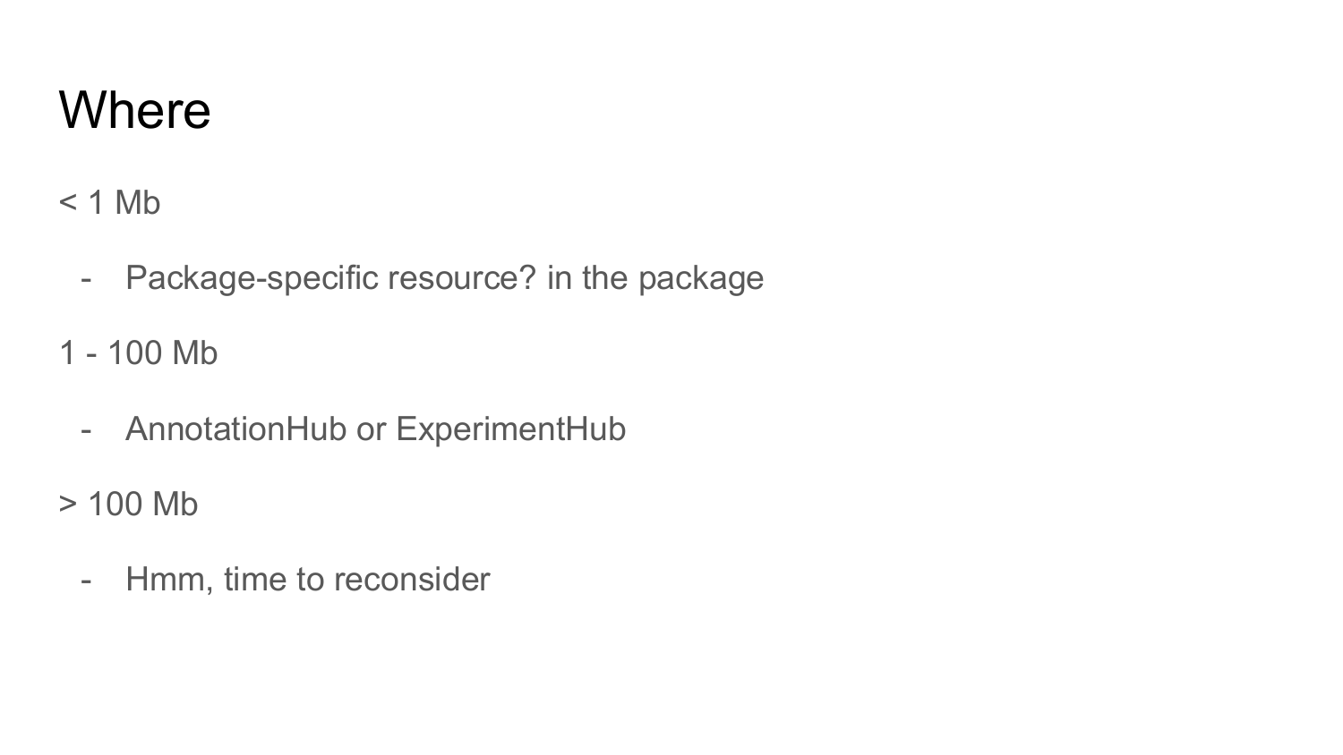# Where

< 1 Mb

- Package-specific resource? in the package

1 - 100 Mb

- AnnotationHub or ExperimentHub

> 100 Mb

- Hmm, time to reconsider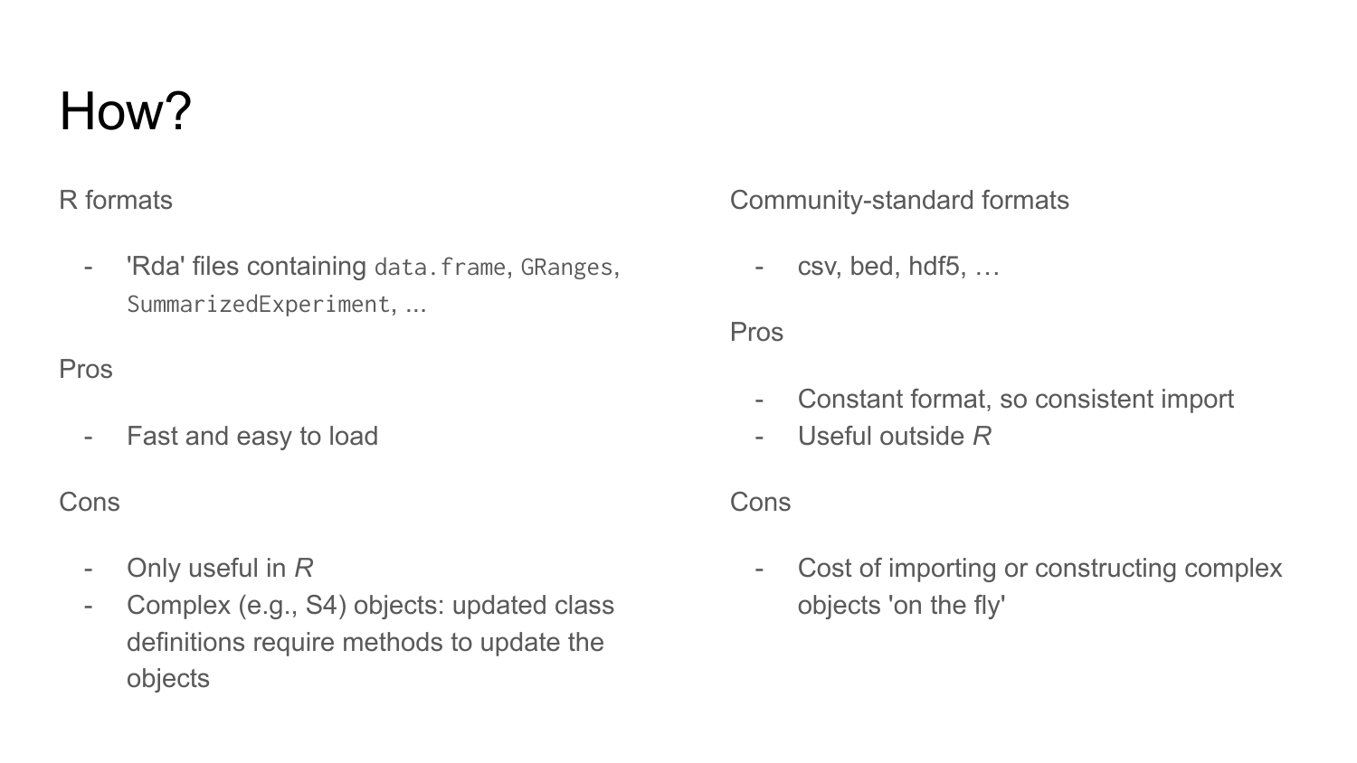# How?

R formats

- 'Rda' files containing `data.frame`, `GRanges`, `SummarizedExperiment`, ...

Pros

- Fast and easy to load

Cons

- Only useful in *R*
- Complex (e.g., S4) objects: updated class definitions require methods to update the objects

Community-standard formats

- csv, bed, hdf5, …

Pros

- Constant format, so consistent import
- Useful outside *R*

Cons

- Cost of importing or constructing complex objects 'on the fly'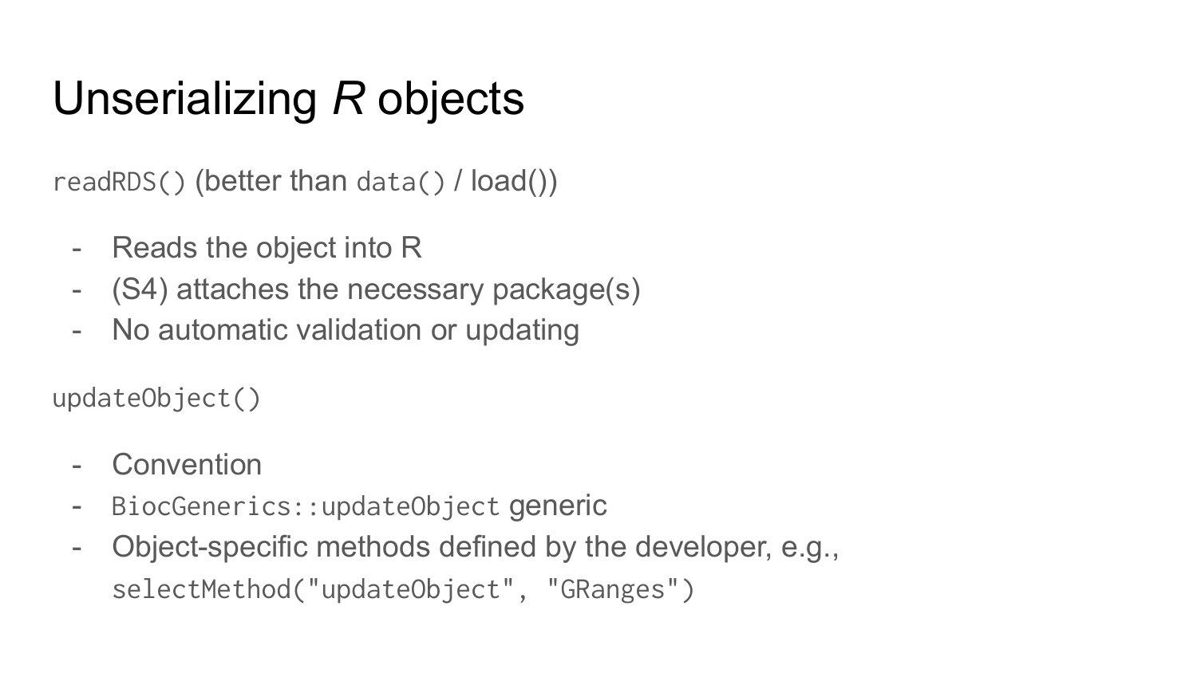# Unserializing *R* objects

`readRDS()` (better than `data()` / load())

- Reads the object into R
- (S4) attaches the necessary package(s)
- No automatic validation or updating

`updateObject()`

- Convention
- `BiocGenerics::updateObject` generic
- Object-specific methods defined by the developer, e.g., `selectMethod("updateObject", "GRanges")`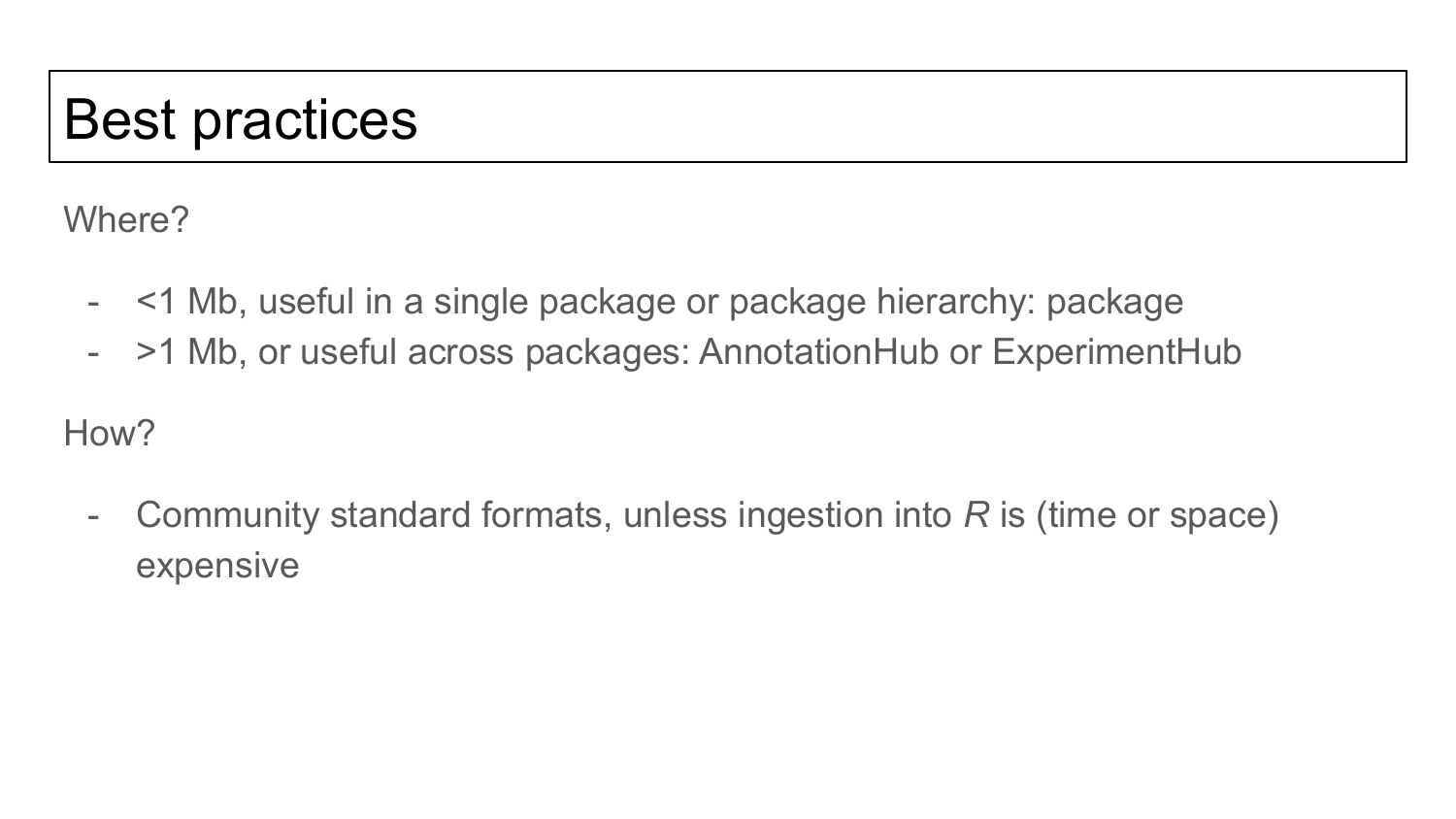# Best practices

Where?

- <1 Mb, useful in a single package or package hierarchy: package
- >1 Mb, or useful across packages: AnnotationHub or ExperimentHub

How?

- Community standard formats, unless ingestion into *R* is (time or space) expensive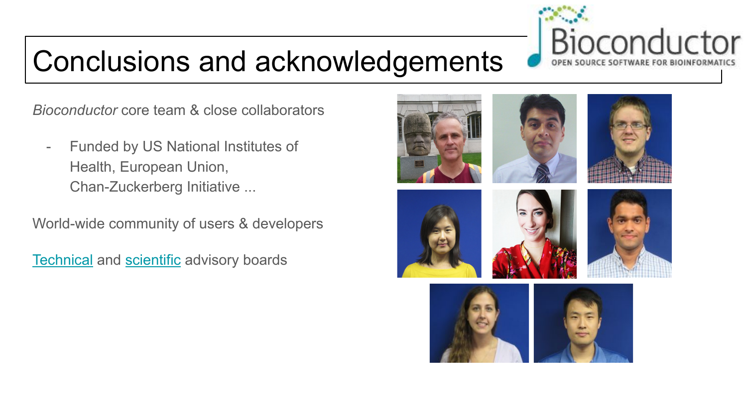# Conclusions and acknowledgements

*Bioconductor* core team & close collaborators

- Funded by US National Institutes of Health, European Union, Chan-Zuckerberg Initiative ...

World-wide community of users & developers

Technical and scientific advisory boards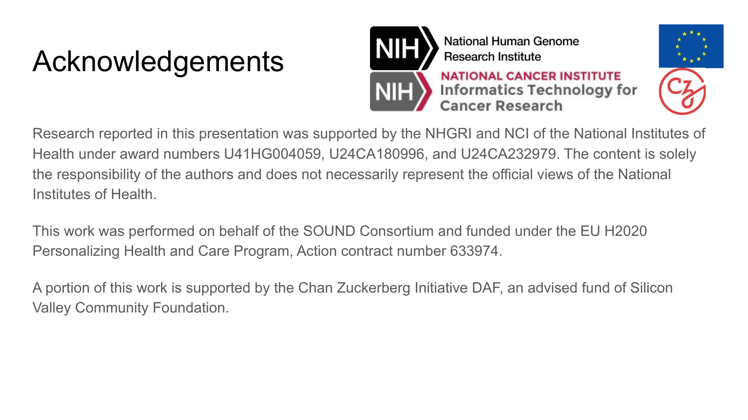# Acknowledgements

National Human Genome Research Institute

NATIONAL CANCER INSTITUTE
Informatics Technology for Cancer Research

Research reported in this presentation was supported by the NHGRI and NCI of the National Institutes of Health under award numbers U41HG004059, U24CA180996, and U24CA232979. The content is solely the responsibility of the authors and does not necessarily represent the official views of the National Institutes of Health.

This work was performed on behalf of the SOUND Consortium and funded under the EU H2020 Personalizing Health and Care Program, Action contract number 633974.

A portion of this work is supported by the Chan Zuckerberg Initiative DAF, an advised fund of Silicon Valley Community Foundation.